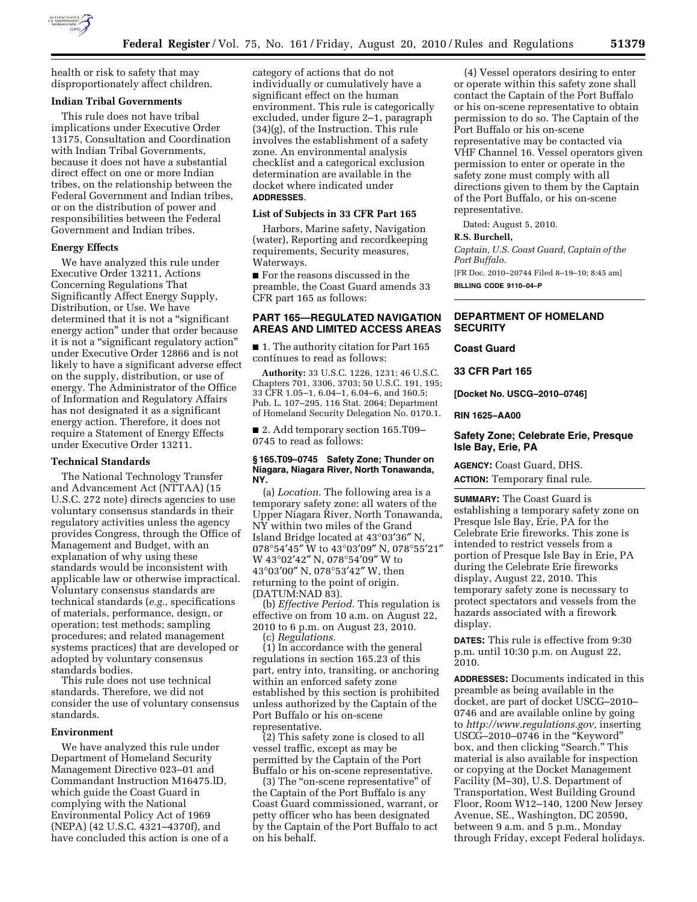health or risk to safety that may disproportionately affect children.

### Indian Tribal Governments

This rule does not have tribal implications under Executive Order 13175, Consultation and Coordination with Indian Tribal Governments, because it does not have a substantial direct effect on one or more Indian tribes, on the relationship between the Federal Government and Indian tribes, or on the distribution of power and responsibilities between the Federal Government and Indian tribes.

### Energy Effects

We have analyzed this rule under Executive Order 13211, Actions Concerning Regulations That Significantly Affect Energy Supply, Distribution, or Use. We have determined that it is not a "significant energy action" under that order because it is not a "significant regulatory action" under Executive Order 12866 and is not likely to have a significant adverse effect on the supply, distribution, or use of energy. The Administrator of the Office of Information and Regulatory Affairs has not designated it as a significant energy action. Therefore, it does not require a Statement of Energy Effects under Executive Order 13211.

### Technical Standards

The National Technology Transfer and Advancement Act (NTTAA) (15 U.S.C. 272 note) directs agencies to use voluntary consensus standards in their regulatory activities unless the agency provides Congress, through the Office of Management and Budget, with an explanation of why using these standards would be inconsistent with applicable law or otherwise impractical. Voluntary consensus standards are technical standards (*e.g.,* specifications of materials, performance, design, or operation; test methods; sampling procedures; and related management systems practices) that are developed or adopted by voluntary consensus standards bodies.

This rule does not use technical standards. Therefore, we did not consider the use of voluntary consensus standards.

### Environment

We have analyzed this rule under Department of Homeland Security Management Directive 023–01 and Commandant Instruction M16475.lD, which guide the Coast Guard in complying with the National Environmental Policy Act of 1969 (NEPA) (42 U.S.C. 4321–4370f), and have concluded this action is one of a category of actions that do not individually or cumulatively have a significant effect on the human environment. This rule is categorically excluded, under figure 2–1, paragraph (34)(g), of the Instruction. This rule involves the establishment of a safety zone. An environmental analysis checklist and a categorical exclusion determination are available in the docket where indicated under **ADDRESSES**.

### List of Subjects in 33 CFR Part 165

Harbors, Marine safety, Navigation (water), Reporting and recordkeeping requirements, Security measures, Waterways.

■ For the reasons discussed in the preamble, the Coast Guard amends 33 CFR part 165 as follows:

## PART 165—REGULATED NAVIGATION AREAS AND LIMITED ACCESS AREAS

■ 1. The authority citation for Part 165 continues to read as follows:

**Authority:** 33 U.S.C. 1226, 1231; 46 U.S.C. Chapters 701, 3306, 3703; 50 U.S.C. 191, 195; 33 CFR 1.05–1, 6.04–1, 6.04–6, and 160.5; Pub. L. 107–295, 116 Stat. 2064; Department of Homeland Security Delegation No. 0170.1.

■ 2. Add temporary section 165.T09–0745 to read as follows:

#### § 165.T09–0745 Safety Zone; Thunder on Niagara, Niagara River, North Tonawanda, NY.

(a) *Location.* The following area is a temporary safety zone: all waters of the Upper Niagara River, North Tonawanda, NY within two miles of the Grand Island Bridge located at 43°03′36″ N, 078°54′45″ W to 43°03′09″ N, 078°55′21″ W 43°02′42″ N, 078°54′09″ W to 43°03′00″ N, 078°53′42″ W, then returning to the point of origin. (DATUM:NAD 83).

(b) *Effective Period.* This regulation is effective on from 10 a.m. on August 22, 2010 to 6 p.m. on August 23, 2010.

(c) *Regulations.*

(1) In accordance with the general regulations in section 165.23 of this part, entry into, transiting, or anchoring within an enforced safety zone established by this section is prohibited unless authorized by the Captain of the Port Buffalo or his on-scene representative.

(2) This safety zone is closed to all vessel traffic, except as may be permitted by the Captain of the Port Buffalo or his on-scene representative.

(3) The "on-scene representative" of the Captain of the Port Buffalo is any Coast Guard commissioned, warrant, or petty officer who has been designated by the Captain of the Port Buffalo to act on his behalf.

(4) Vessel operators desiring to enter or operate within this safety zone shall contact the Captain of the Port Buffalo or his on-scene representative to obtain permission to do so. The Captain of the Port Buffalo or his on-scene representative may be contacted via VHF Channel 16. Vessel operators given permission to enter or operate in the safety zone must comply with all directions given to them by the Captain of the Port Buffalo, or his on-scene representative.

Dated: August 5, 2010.

**R.S. Burchell,**

*Captain, U.S. Coast Guard, Captain of the Port Buffalo.*

[FR Doc. 2010–20744 Filed 8–19–10; 8:45 am]

**BILLING CODE 9110–04–P**

---

## DEPARTMENT OF HOMELAND SECURITY

### Coast Guard

### 33 CFR Part 165

**[Docket No. USCG–2010–0746]**

**RIN 1625–AA00**

### Safety Zone; Celebrate Erie, Presque Isle Bay, Erie, PA

**AGENCY:** Coast Guard, DHS.

**ACTION:** Temporary final rule.

**SUMMARY:** The Coast Guard is establishing a temporary safety zone on Presque Isle Bay, Erie, PA for the Celebrate Erie fireworks. This zone is intended to restrict vessels from a portion of Presque Isle Bay in Erie, PA during the Celebrate Erie fireworks display, August 22, 2010. This temporary safety zone is necessary to protect spectators and vessels from the hazards associated with a firework display.

**DATES:** This rule is effective from 9:30 p.m. until 10:30 p.m. on August 22, 2010.

**ADDRESSES:** Documents indicated in this preamble as being available in the docket, are part of docket USCG–2010–0746 and are available online by going to *http://www.regulations.gov,* inserting USCG–2010–0746 in the "Keyword" box, and then clicking "Search." This material is also available for inspection or copying at the Docket Management Facility (M–30), U.S. Department of Transportation, West Building Ground Floor, Room W12–140, 1200 New Jersey Avenue, SE., Washington, DC 20590, between 9 a.m. and 5 p.m., Monday through Friday, except Federal holidays.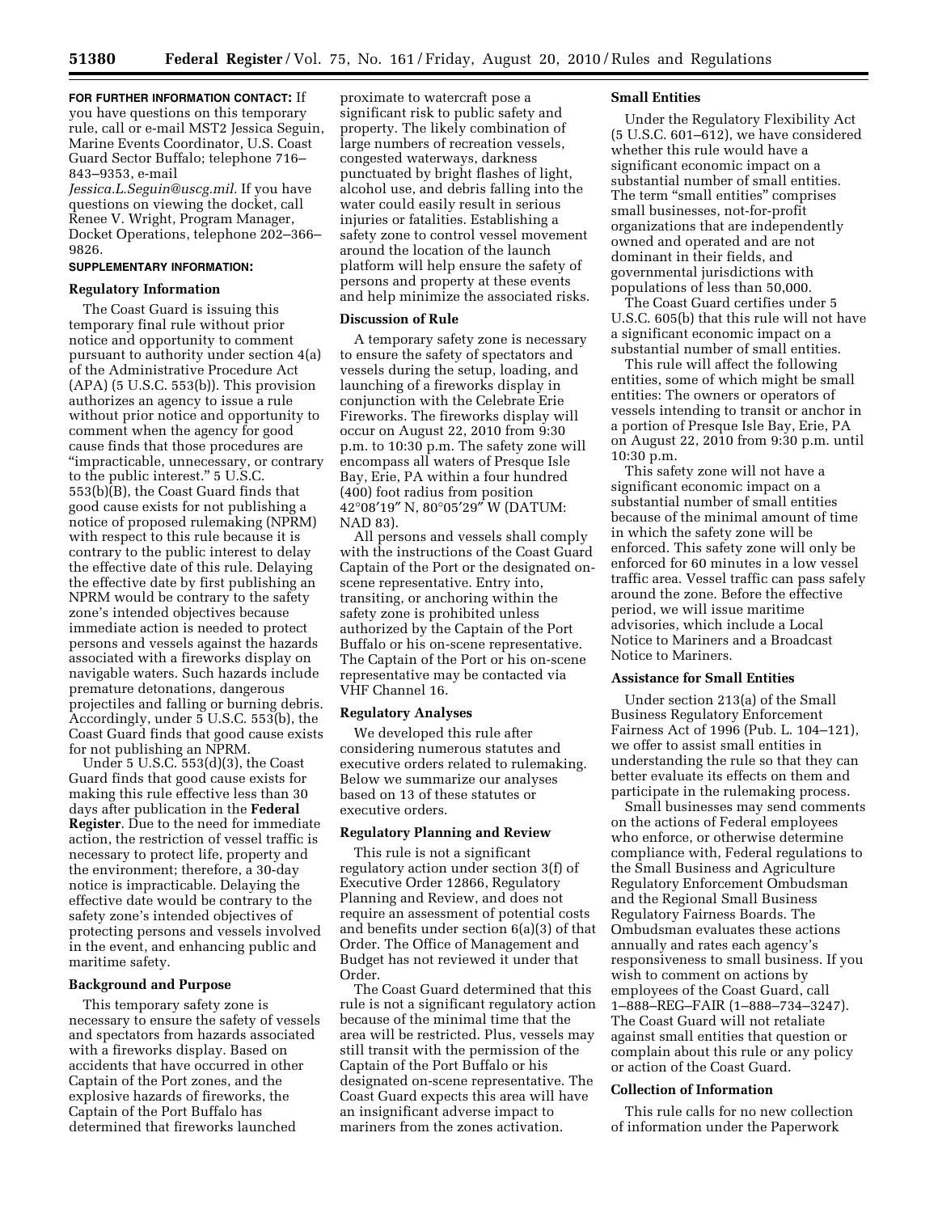**FOR FURTHER INFORMATION CONTACT:** If you have questions on this temporary rule, call or e-mail MST2 Jessica Seguin, Marine Events Coordinator, U.S. Coast Guard Sector Buffalo; telephone 716–843–9353, e-mail *Jessica.L.Seguin@uscg.mil*. If you have questions on viewing the docket, call Renee V. Wright, Program Manager, Docket Operations, telephone 202–366–9826.

**SUPPLEMENTARY INFORMATION:**

### Regulatory Information

The Coast Guard is issuing this temporary final rule without prior notice and opportunity to comment pursuant to authority under section 4(a) of the Administrative Procedure Act (APA) (5 U.S.C. 553(b)). This provision authorizes an agency to issue a rule without prior notice and opportunity to comment when the agency for good cause finds that those procedures are "impracticable, unnecessary, or contrary to the public interest." 5 U.S.C. 553(b)(B), the Coast Guard finds that good cause exists for not publishing a notice of proposed rulemaking (NPRM) with respect to this rule because it is contrary to the public interest to delay the effective date of this rule. Delaying the effective date by first publishing an NPRM would be contrary to the safety zone's intended objectives because immediate action is needed to protect persons and vessels against the hazards associated with a fireworks display on navigable waters. Such hazards include premature detonations, dangerous projectiles and falling or burning debris. Accordingly, under 5 U.S.C. 553(b), the Coast Guard finds that good cause exists for not publishing an NPRM.

Under 5 U.S.C. 553(d)(3), the Coast Guard finds that good cause exists for making this rule effective less than 30 days after publication in the **Federal Register**. Due to the need for immediate action, the restriction of vessel traffic is necessary to protect life, property and the environment; therefore, a 30-day notice is impracticable. Delaying the effective date would be contrary to the safety zone's intended objectives of protecting persons and vessels involved in the event, and enhancing public and maritime safety.

### Background and Purpose

This temporary safety zone is necessary to ensure the safety of vessels and spectators from hazards associated with a fireworks display. Based on accidents that have occurred in other Captain of the Port zones, and the explosive hazards of fireworks, the Captain of the Port Buffalo has determined that fireworks launched proximate to watercraft pose a significant risk to public safety and property. The likely combination of large numbers of recreation vessels, congested waterways, darkness punctuated by bright flashes of light, alcohol use, and debris falling into the water could easily result in serious injuries or fatalities. Establishing a safety zone to control vessel movement around the location of the launch platform will help ensure the safety of persons and property at these events and help minimize the associated risks.

### Discussion of Rule

A temporary safety zone is necessary to ensure the safety of spectators and vessels during the setup, loading, and launching of a fireworks display in conjunction with the Celebrate Erie Fireworks. The fireworks display will occur on August 22, 2010 from 9:30 p.m. to 10:30 p.m. The safety zone will encompass all waters of Presque Isle Bay, Erie, PA within a four hundred (400) foot radius from position 42°08′19″ N, 80°05′29″ W (DATUM: NAD 83).

All persons and vessels shall comply with the instructions of the Coast Guard Captain of the Port or the designated on-scene representative. Entry into, transiting, or anchoring within the safety zone is prohibited unless authorized by the Captain of the Port Buffalo or his on-scene representative. The Captain of the Port or his on-scene representative may be contacted via VHF Channel 16.

### Regulatory Analyses

We developed this rule after considering numerous statutes and executive orders related to rulemaking. Below we summarize our analyses based on 13 of these statutes or executive orders.

### Regulatory Planning and Review

This rule is not a significant regulatory action under section 3(f) of Executive Order 12866, Regulatory Planning and Review, and does not require an assessment of potential costs and benefits under section 6(a)(3) of that Order. The Office of Management and Budget has not reviewed it under that Order.

The Coast Guard determined that this rule is not a significant regulatory action because of the minimal time that the area will be restricted. Plus, vessels may still transit with the permission of the Captain of the Port Buffalo or his designated on-scene representative. The Coast Guard expects this area will have an insignificant adverse impact to mariners from the zones activation.

### Small Entities

Under the Regulatory Flexibility Act (5 U.S.C. 601–612), we have considered whether this rule would have a significant economic impact on a substantial number of small entities. The term "small entities" comprises small businesses, not-for-profit organizations that are independently owned and operated and are not dominant in their fields, and governmental jurisdictions with populations of less than 50,000.

The Coast Guard certifies under 5 U.S.C. 605(b) that this rule will not have a significant economic impact on a substantial number of small entities.

This rule will affect the following entities, some of which might be small entities: The owners or operators of vessels intending to transit or anchor in a portion of Presque Isle Bay, Erie, PA on August 22, 2010 from 9:30 p.m. until 10:30 p.m.

This safety zone will not have a significant economic impact on a substantial number of small entities because of the minimal amount of time in which the safety zone will be enforced. This safety zone will only be enforced for 60 minutes in a low vessel traffic area. Vessel traffic can pass safely around the zone. Before the effective period, we will issue maritime advisories, which include a Local Notice to Mariners and a Broadcast Notice to Mariners.

### Assistance for Small Entities

Under section 213(a) of the Small Business Regulatory Enforcement Fairness Act of 1996 (Pub. L. 104–121), we offer to assist small entities in understanding the rule so that they can better evaluate its effects on them and participate in the rulemaking process.

Small businesses may send comments on the actions of Federal employees who enforce, or otherwise determine compliance with, Federal regulations to the Small Business and Agriculture Regulatory Enforcement Ombudsman and the Regional Small Business Regulatory Fairness Boards. The Ombudsman evaluates these actions annually and rates each agency's responsiveness to small business. If you wish to comment on actions by employees of the Coast Guard, call 1–888–REG–FAIR (1–888–734–3247). The Coast Guard will not retaliate against small entities that question or complain about this rule or any policy or action of the Coast Guard.

### Collection of Information

This rule calls for no new collection of information under the Paperwork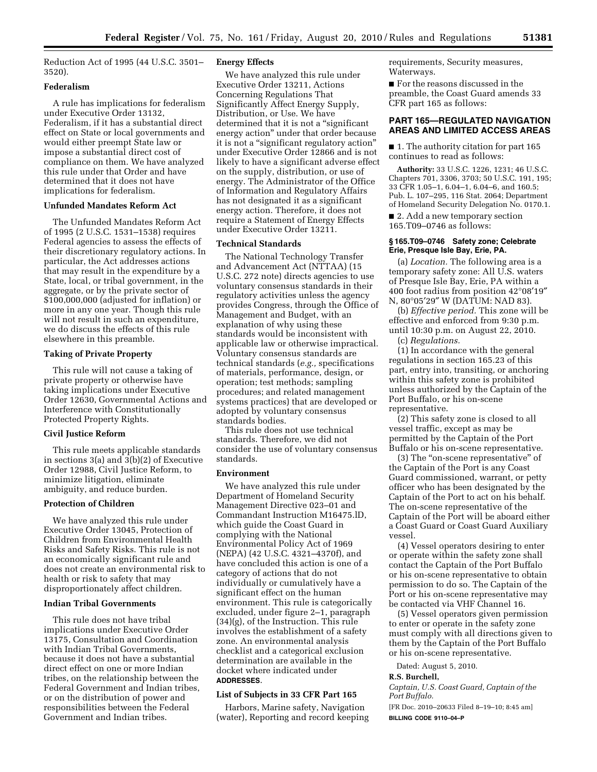Reduction Act of 1995 (44 U.S.C. 3501–3520).

**Federalism**

A rule has implications for federalism under Executive Order 13132, Federalism, if it has a substantial direct effect on State or local governments and would either preempt State law or impose a substantial direct cost of compliance on them. We have analyzed this rule under that Order and have determined that it does not have implications for federalism.

**Unfunded Mandates Reform Act**

The Unfunded Mandates Reform Act of 1995 (2 U.S.C. 1531–1538) requires Federal agencies to assess the effects of their discretionary regulatory actions. In particular, the Act addresses actions that may result in the expenditure by a State, local, or tribal government, in the aggregate, or by the private sector of $100,000,000 (adjusted for inflation) or more in any one year. Though this rule will not result in such an expenditure, we do discuss the effects of this rule elsewhere in this preamble.

**Taking of Private Property**

This rule will not cause a taking of private property or otherwise have taking implications under Executive Order 12630, Governmental Actions and Interference with Constitutionally Protected Property Rights.

**Civil Justice Reform**

This rule meets applicable standards in sections 3(a) and 3(b)(2) of Executive Order 12988, Civil Justice Reform, to minimize litigation, eliminate ambiguity, and reduce burden.

**Protection of Children**

We have analyzed this rule under Executive Order 13045, Protection of Children from Environmental Health Risks and Safety Risks. This rule is not an economically significant rule and does not create an environmental risk to health or risk to safety that may disproportionately affect children.

**Indian Tribal Governments**

This rule does not have tribal implications under Executive Order 13175, Consultation and Coordination with Indian Tribal Governments, because it does not have a substantial direct effect on one or more Indian tribes, on the relationship between the Federal Government and Indian tribes, or on the distribution of power and responsibilities between the Federal Government and Indian tribes.

**Energy Effects**

We have analyzed this rule under Executive Order 13211, Actions Concerning Regulations That Significantly Affect Energy Supply, Distribution, or Use. We have determined that it is not a "significant energy action" under that order because it is not a "significant regulatory action" under Executive Order 12866 and is not likely to have a significant adverse effect on the supply, distribution, or use of energy. The Administrator of the Office of Information and Regulatory Affairs has not designated it as a significant energy action. Therefore, it does not require a Statement of Energy Effects under Executive Order 13211.

**Technical Standards**

The National Technology Transfer and Advancement Act (NTTAA) (15 U.S.C. 272 note) directs agencies to use voluntary consensus standards in their regulatory activities unless the agency provides Congress, through the Office of Management and Budget, with an explanation of why using these standards would be inconsistent with applicable law or otherwise impractical. Voluntary consensus standards are technical standards (*e.g.*, specifications of materials, performance, design, or operation; test methods; sampling procedures; and related management systems practices) that are developed or adopted by voluntary consensus standards bodies.

This rule does not use technical standards. Therefore, we did not consider the use of voluntary consensus standards.

**Environment**

We have analyzed this rule under Department of Homeland Security Management Directive 023–01 and Commandant Instruction M16475.lD, which guide the Coast Guard in complying with the National Environmental Policy Act of 1969 (NEPA) (42 U.S.C. 4321–4370f), and have concluded this action is one of a category of actions that do not individually or cumulatively have a significant effect on the human environment. This rule is categorically excluded, under figure 2–1, paragraph (34)(g), of the Instruction. This rule involves the establishment of a safety zone. An environmental analysis checklist and a categorical exclusion determination are available in the docket where indicated under **ADDRESSES**.

**List of Subjects in 33 CFR Part 165**

Harbors, Marine safety, Navigation (water), Reporting and record keeping requirements, Security measures, Waterways.

■ For the reasons discussed in the preamble, the Coast Guard amends 33 CFR part 165 as follows:

## PART 165—REGULATED NAVIGATION AREAS AND LIMITED ACCESS AREAS

■ 1. The authority citation for part 165 continues to read as follows:

**Authority:** 33 U.S.C. 1226, 1231; 46 U.S.C. Chapters 701, 3306, 3703; 50 U.S.C. 191, 195; 33 CFR 1.05–1, 6.04–1, 6.04–6, and 160.5; Pub. L. 107–295, 116 Stat. 2064; Department of Homeland Security Delegation No. 0170.1.

■ 2. Add a new temporary section 165.T09–0746 as follows:

**§ 165.T09–0746 Safety zone; Celebrate Erie, Presque Isle Bay, Erie, PA.**

(a) *Location.* The following area is a temporary safety zone: All U.S. waters of Presque Isle Bay, Erie, PA within a 400 foot radius from position 42°08′19″ N, 80°05′29″ W (DATUM: NAD 83).

(b) *Effective period.* This zone will be effective and enforced from 9:30 p.m. until 10:30 p.m. on August 22, 2010.

(c) *Regulations.*

(1) In accordance with the general regulations in section 165.23 of this part, entry into, transiting, or anchoring within this safety zone is prohibited unless authorized by the Captain of the Port Buffalo, or his on-scene representative.

(2) This safety zone is closed to all vessel traffic, except as may be permitted by the Captain of the Port Buffalo or his on-scene representative.

(3) The "on-scene representative" of the Captain of the Port is any Coast Guard commissioned, warrant, or petty officer who has been designated by the Captain of the Port to act on his behalf. The on-scene representative of the Captain of the Port will be aboard either a Coast Guard or Coast Guard Auxiliary vessel.

(4) Vessel operators desiring to enter or operate within the safety zone shall contact the Captain of the Port Buffalo or his on-scene representative to obtain permission to do so. The Captain of the Port or his on-scene representative may be contacted via VHF Channel 16.

(5) Vessel operators given permission to enter or operate in the safety zone must comply with all directions given to them by the Captain of the Port Buffalo or his on-scene representative.

Dated: August 5, 2010.

**R.S. Burchell,**

*Captain, U.S. Coast Guard, Captain of the Port Buffalo.*

[FR Doc. 2010–20633 Filed 8–19–10; 8:45 am]

**BILLING CODE 9110–04–P**